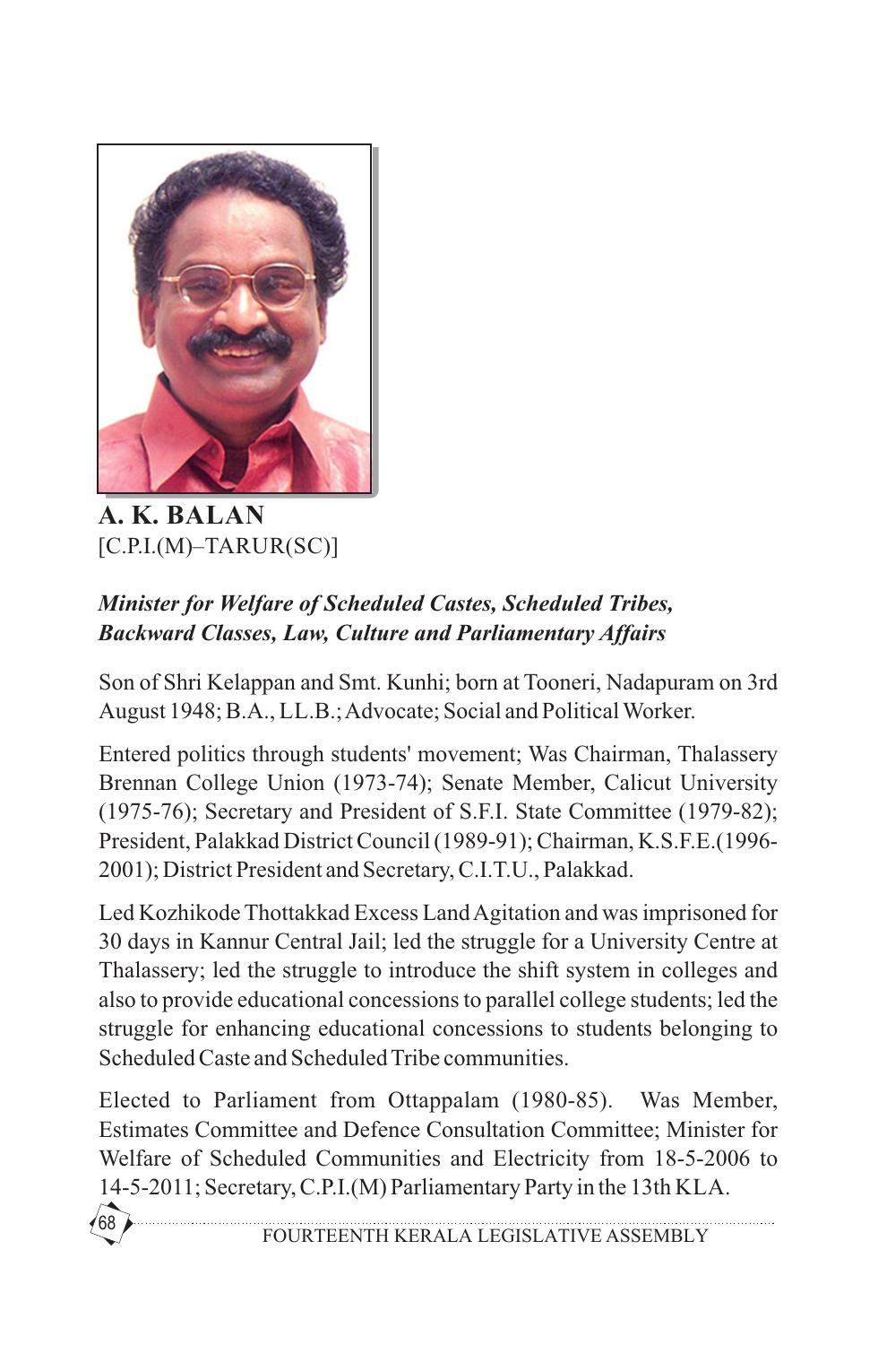**A. K. BALAN**
[C.P.I.(M)–TARUR(SC)]

***Minister for Welfare of Scheduled Castes, Scheduled Tribes, Backward Classes, Law, Culture and Parliamentary Affairs***

Son of Shri Kelappan and Smt. Kunhi; born at Tooneri, Nadapuram on 3rd August 1948; B.A., LL.B.; Advocate; Social and Political Worker.

Entered politics through students' movement; Was Chairman, Thalassery Brennan College Union (1973-74); Senate Member, Calicut University (1975-76); Secretary and President of S.F.I. State Committee (1979-82); President, Palakkad District Council (1989-91); Chairman, K.S.F.E.(1996-2001); District President and Secretary, C.I.T.U., Palakkad.

Led Kozhikode Thottakkad Excess Land Agitation and was imprisoned for 30 days in Kannur Central Jail; led the struggle for a University Centre at Thalassery; led the struggle to introduce the shift system in colleges and also to provide educational concessions to parallel college students; led the struggle for enhancing educational concessions to students belonging to Scheduled Caste and Scheduled Tribe communities.

Elected to Parliament from Ottappalam (1980-85). Was Member, Estimates Committee and Defence Consultation Committee; Minister for Welfare of Scheduled Communities and Electricity from 18-5-2006 to 14-5-2011; Secretary, C.P.I.(M) Parliamentary Party in the 13th KLA.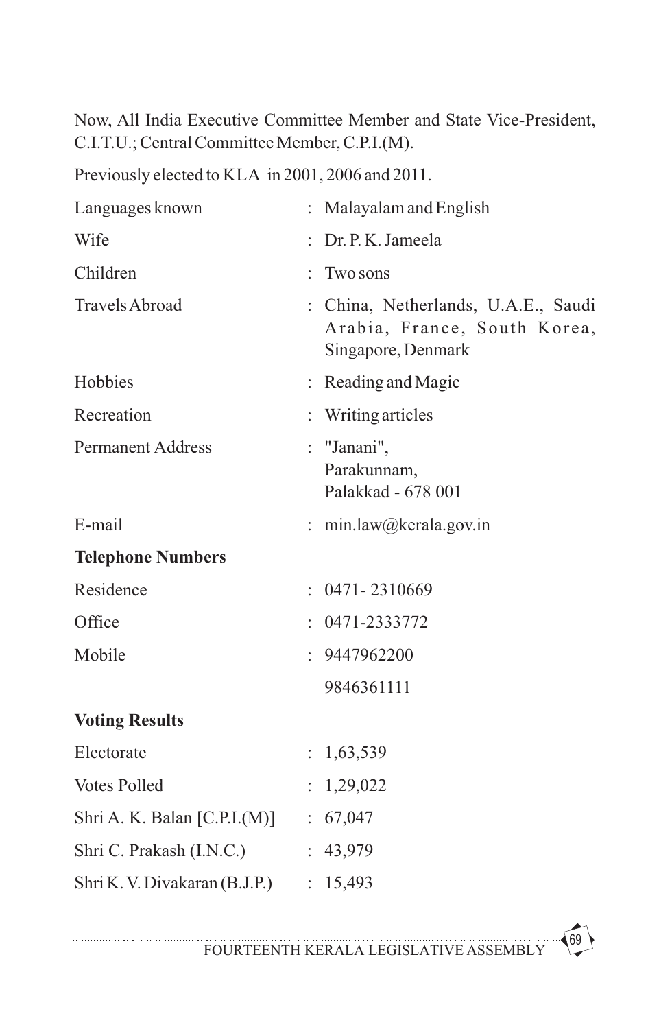Now, All India Executive Committee Member and State Vice-President, C.I.T.U.; Central Committee Member, C.P.I.(M).

Previously elected to KLA in 2001, 2006 and 2011.

| | | |
|---|---|---|
| Languages known | : | Malayalam and English |
| Wife | : | Dr. P. K. Jameela |
| Children | : | Two sons |
| Travels Abroad | : | China, Netherlands, U.A.E., Saudi Arabia, France, South Korea, Singapore, Denmark |
| Hobbies | : | Reading and Magic |
| Recreation | : | Writing articles |
| Permanent Address | : | "Janani", Parakunnam, Palakkad - 678 001 |
| E-mail | : | min.law@kerala.gov.in |

**Telephone Numbers**

| | | |
|---|---|---|
| Residence | : | 0471- 2310669 |
| Office | : | 0471-2333772 |
| Mobile | : | 9447962200 |
| | | 9846361111 |

**Voting Results**

| | | |
|---|---|---|
| Electorate | : | 1,63,539 |
| Votes Polled | : | 1,29,022 |
| Shri A. K. Balan [C.P.I.(M)] | : | 67,047 |
| Shri C. Prakash (I.N.C.) | : | 43,979 |
| Shri K. V. Divakaran (B.J.P.) | : | 15,493 |